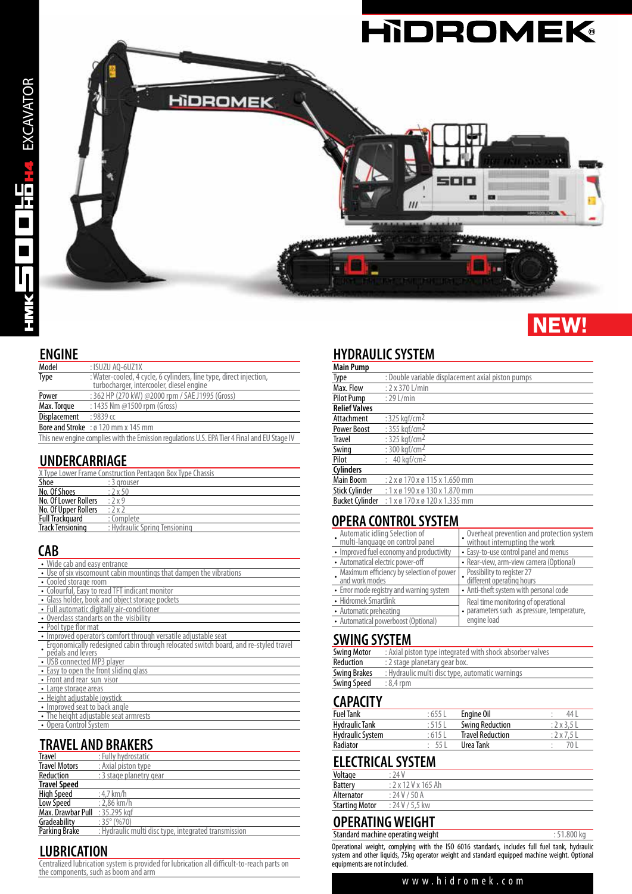# HİDROMEK

HMK 500 LC HD H4 EXCAVATOR

**NEW!**

## ENGINE

| | |
|---|---|
| Model | : ISUZU AQ-6UZ1X |
| Type | : Water-cooled, 4 cycle, 6 cylinders, line type, direct injection, turbocharger, intercooler, diesel engine |
| Power | : 362 HP (270 kW) @2000 rpm / SAE J1995 (Gross) |
| Max. Torque | : 1435 Nm @1500 rpm (Gross) |
| Displacement | : 9839 cc |
| Bore and Stroke | : ø 120 mm x 145 mm |

This new engine complies with the Emission regulations U.S. EPA Tier 4 Final and EU Stage IV

## UNDERCARRIAGE

X Type Lower Frame Construction Pentagon Box Type Chassis

| | |
|---|---|
| Shoe | : 3 grouser |
| No. Of Shoes | : 2 x 50 |
| No. Of Lower Rollers | : 2 x 9 |
| No. Of Upper Rollers | : 2 x 2 |
| Full Trackguard | : Complete |
| Track Tensioning | : Hydraulic Spring Tensioning |

## CAB

- Wide cab and easy entrance
- Use of six viscomount cabin mountings that dampen the vibrations
- Cooled storage room
- Colourful, Easy to read TFT indicant monitor
- Glass holder, book and object storage pockets
- Full automatic digitally air-conditioner
- Overclass standarts on the visibility
- Pool type flor mat
- Improved operator's comfort through versatile adjustable seat
- Ergonomically redesigned cabin through relocated switch board, and re-styled travel pedals and levers
- USB connected MP3 player
- Easy to open the front sliding glass
- Front and rear sun visor
- Large storage areas
- Height adjustable joystick
- Improved seat to back angle
- The height adjustable seat armrests
- Opera Control System

## TRAVEL AND BRAKERS

| | |
|---|---|
| Travel | : Fully hydrostatic |
| Travel Motors | : Axial piston type |
| Reduction | : 3 stage planetry gear |
| **Travel Speed** | |
| High Speed | : 4,7 km/h |
| Low Speed | : 2,86 km/h |
| Max. Drawbar Pull | : 35.295 kgf |
| Gradeability | : 35° (%70) |
| Parking Brake | : Hydraulic multi disc type, integrated transmission |

## LUBRICATION

Centralized lubrication system is provided for lubrication all difficult-to-reach parts on the components, such as boom and arm

## HYDRAULIC SYSTEM

| | |
|---|---|
| **Main Pump** | |
| Type | : Double variable displacement axial piston pumps |
| Max. Flow | : 2 x 370 L/min |
| Pilot Pump | : 29 L/min |
| **Relief Valves** | |
| Attachment | : 325 kgf/cm$^2$ |
| Power Boost | : 355 kgf/cm$^2$ |
| Travel | : 325 kgf/cm$^2$ |
| Swing | : 300 kgf/cm$^2$ |
| Pilot | : 40 kgf/cm$^2$ |
| **Cylinders** | |
| Main Boom | : 2 x ø 170 x ø 115 x 1.650 mm |
| Stick Cylinder | : 1 x ø 190 x ø 130 x 1.870 mm |
| Bucket Cylinder | : 1 x ø 170 x ø 120 x 1.335 mm |

## OPERA CONTROL SYSTEM

| | |
|---|---|
| • Automatic idling Selection of multi-language on control panel | • Overheat prevention and protection system without interrupting the work |
| • Improved fuel economy and productivity | • Easy-to-use control panel and menus |
| • Automatical electric power-off | • Rear-view, arm-view camera (Optional) |
| • Maximum efficiency by selection of power and work modes | • Possibility to register 27 different operating hours |
| • Error mode registry and warning system | • Anti-theft system with personal code |
| • Hidromek Smartlink | • Real time monitoring of operational parameters such as pressure, temperature, engine load |
| • Automatic preheating | |
| • Automatical powerboost (Optional) | |

## SWING SYSTEM

| | |
|---|---|
| Swing Motor | : Axial piston type integrated with shock absorber valves |
| Reduction | : 2 stage planetary gear box. |
| Swing Brakes | : Hydraulic multi disc type, automatic warnings |
| Swing Speed | : 8,4 rpm |

## CAPACITY

| | | | |
|---|---|---|---|
| Fuel Tank | : 655 L | Engine Oil | : 44 L |
| Hydraulic Tank | : 515 L | Swing Reduction | : 2 x 3,5 L |
| Hydraulic System | : 615 L | Travel Reduction | : 2 x 7,5 L |
| Radiator | : 55 L | Urea Tank | : 70 L |

## ELECTRICAL SYSTEM

| | |
|---|---|
| Voltage | : 24 V |
| Battery | : 2 x 12 V x 165 Ah |
| Alternator | : 24 V / 50 A |
| Starting Motor | : 24 V / 5,5 kw |

## OPERATING WEIGHT

| | |
|---|---|
| Standard machine operating weight | : 51.800 kg |

Operational weight, complying with the ISO 6016 standards, includes full fuel tank, hydraulic system and other liquids, 75kg operator weight and standard equipped machine weight. Optional equipments are not included.

www.hidromek.com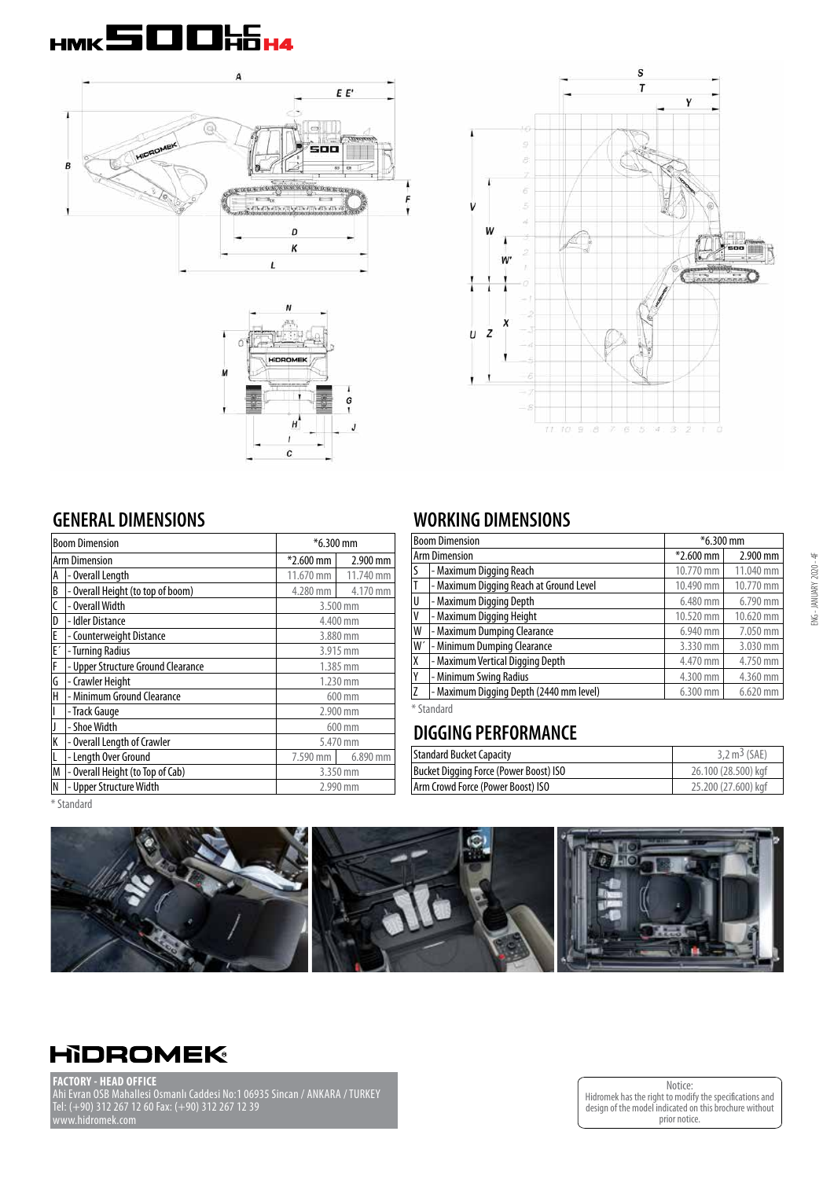# HMK 500 LC HD H4

## GENERAL DIMENSIONS

| Boom Dimension | | *6.300 mm | |
|---|---|---|---|
| Arm Dimension | | *2.600 mm | 2.900 mm |
| A | - Overall Length | 11.670 mm | 11.740 mm |
| B | - Overall Height (to top of boom) | 4.280 mm | 4.170 mm |
| C | - Overall Width | 3.500 mm | |
| D | - Idler Distance | 4.400 mm | |
| E | - Counterweight Distance | 3.880 mm | |
| E´ | - Turning Radius | 3.915 mm | |
| F | - Upper Structure Ground Clearance | 1.385 mm | |
| G | - Crawler Height | 1.230 mm | |
| H | - Minimum Ground Clearance | 600 mm | |
| I | - Track Gauge | 2.900 mm | |
| J | - Shoe Width | 600 mm | |
| K | - Overall Length of Crawler | 5.470 mm | |
| L | - Length Over Ground | 7.590 mm | 6.890 mm |
| M | - Overall Height (to Top of Cab) | 3.350 mm | |
| N | - Upper Structure Width | 2.990 mm | |

\* Standard

## WORKING DIMENSIONS

| Boom Dimension | | *6.300 mm | |
|---|---|---|---|
| Arm Dimension | | *2.600 mm | 2.900 mm |
| S | - Maximum Digging Reach | 10.770 mm | 11.040 mm |
| T | - Maximum Digging Reach at Ground Level | 10.490 mm | 10.770 mm |
| U | - Maximum Digging Depth | 6.480 mm | 6.790 mm |
| V | - Maximum Digging Height | 10.520 mm | 10.620 mm |
| W | - Maximum Dumping Clearance | 6.940 mm | 7.050 mm |
| W´ | - Minimum Dumping Clearance | 3.330 mm | 3.030 mm |
| X | - Maximum Vertical Digging Depth | 4.470 mm | 4.750 mm |
| Y | - Minimum Swing Radius | 4.300 mm | 4.360 mm |
| Z | - Maximum Digging Depth (2440 mm level) | 6.300 mm | 6.620 mm |

\* Standard

## DIGGING PERFORMANCE

| | |
|---|---|
| Standard Bucket Capacity | 3,2 $m^3$ (SAE) |
| Bucket Digging Force (Power Boost) ISO | 26.100 (28.500) kgf |
| Arm Crowd Force (Power Boost) ISO | 25.200 (27.600) kgf |

ENG - JANUARY 2020 - 4F

**HİDROMEK**

**FACTORY - HEAD OFFICE**
Ahi Evran OSB Mahallesi Osmanlı Caddesi No:1 06935 Sincan / ANKARA / TURKEY
Tel: (+90) 312 267 12 60 Fax: (+90) 312 267 12 39
www.hidromek.com

Notice:
Hidromek has the right to modify the specifications and design of the model indicated on this brochure without prior notice.